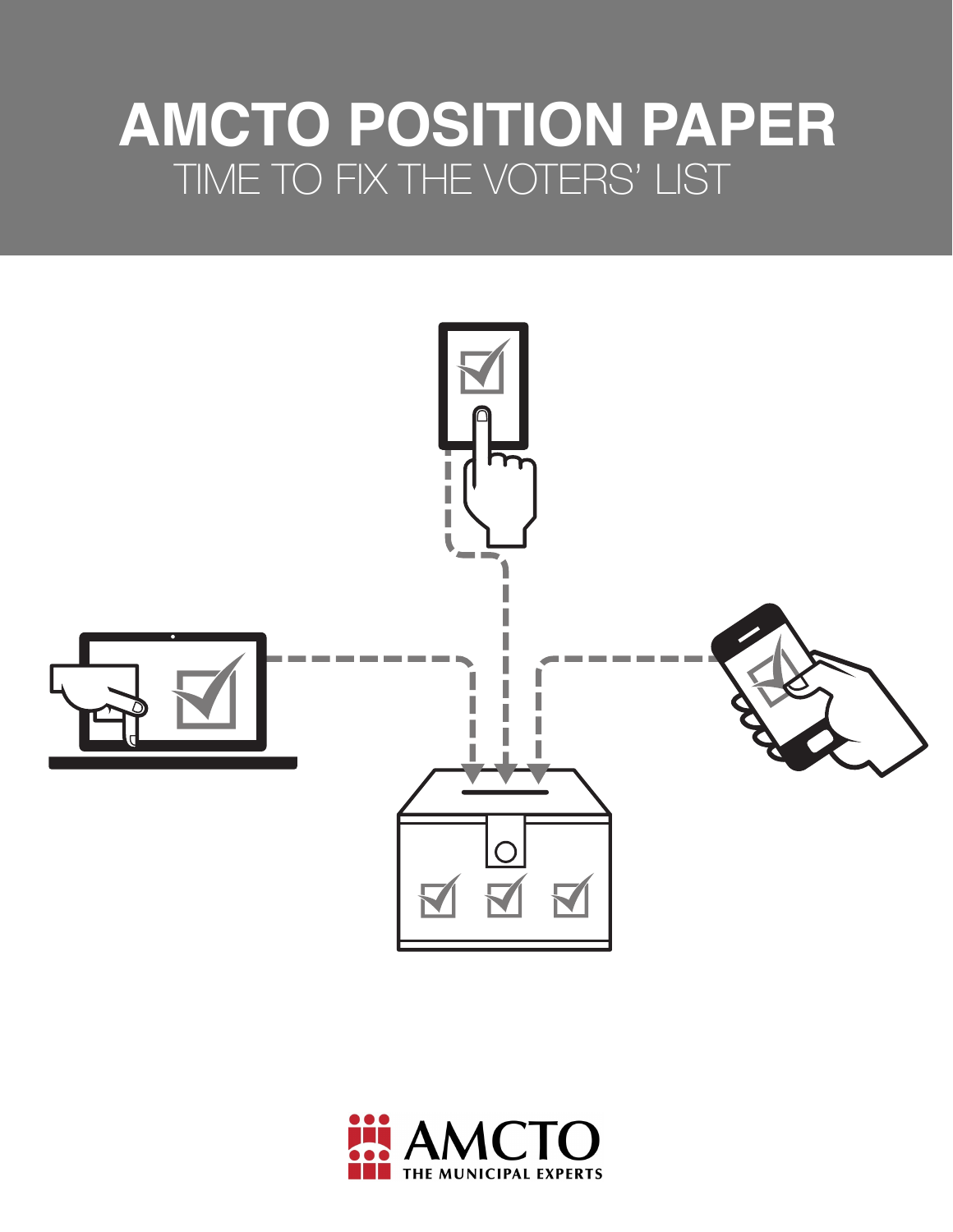# AMCTO POSITION PAPER

## TIME TO FIX THE VOTERS' LIST

AMCTO

THE MUNICIPAL EXPERTS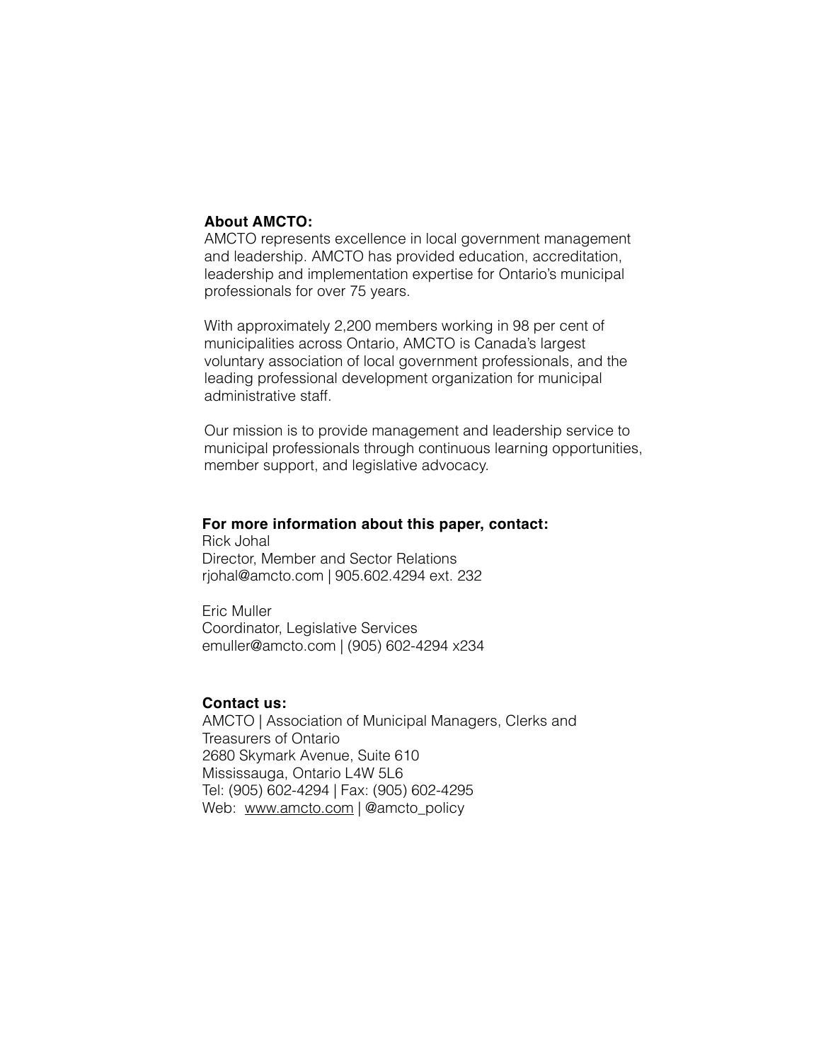**About AMCTO:**

AMCTO represents excellence in local government management and leadership. AMCTO has provided education, accreditation, leadership and implementation expertise for Ontario's municipal professionals for over 75 years.

With approximately 2,200 members working in 98 per cent of municipalities across Ontario, AMCTO is Canada's largest voluntary association of local government professionals, and the leading professional development organization for municipal administrative staff.

Our mission is to provide management and leadership service to municipal professionals through continuous learning opportunities, member support, and legislative advocacy.

**For more information about this paper, contact:**

Rick Johal
Director, Member and Sector Relations
rjohal@amcto.com | 905.602.4294 ext. 232

Eric Muller
Coordinator, Legislative Services
emuller@amcto.com | (905) 602-4294 x234

**Contact us:**

AMCTO | Association of Municipal Managers, Clerks and Treasurers of Ontario
2680 Skymark Avenue, Suite 610
Mississauga, Ontario L4W 5L6
Tel: (905) 602-4294 | Fax: (905) 602-4295
Web: www.amcto.com | @amcto_policy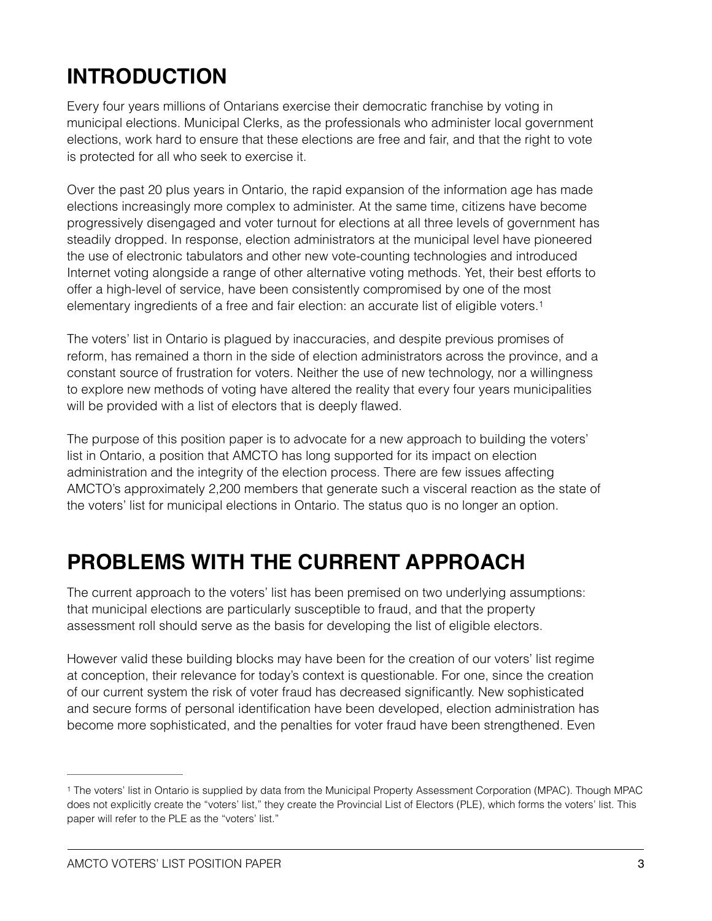## INTRODUCTION

Every four years millions of Ontarians exercise their democratic franchise by voting in municipal elections. Municipal Clerks, as the professionals who administer local government elections, work hard to ensure that these elections are free and fair, and that the right to vote is protected for all who seek to exercise it.

Over the past 20 plus years in Ontario, the rapid expansion of the information age has made elections increasingly more complex to administer. At the same time, citizens have become progressively disengaged and voter turnout for elections at all three levels of government has steadily dropped. In response, election administrators at the municipal level have pioneered the use of electronic tabulators and other new vote-counting technologies and introduced Internet voting alongside a range of other alternative voting methods. Yet, their best efforts to offer a high-level of service, have been consistently compromised by one of the most elementary ingredients of a free and fair election: an accurate list of eligible voters.[1]

The voters' list in Ontario is plagued by inaccuracies, and despite previous promises of reform, has remained a thorn in the side of election administrators across the province, and a constant source of frustration for voters. Neither the use of new technology, nor a willingness to explore new methods of voting have altered the reality that every four years municipalities will be provided with a list of electors that is deeply flawed.

The purpose of this position paper is to advocate for a new approach to building the voters' list in Ontario, a position that AMCTO has long supported for its impact on election administration and the integrity of the election process. There are few issues affecting AMCTO's approximately 2,200 members that generate such a visceral reaction as the state of the voters' list for municipal elections in Ontario. The status quo is no longer an option.

## PROBLEMS WITH THE CURRENT APPROACH

The current approach to the voters' list has been premised on two underlying assumptions: that municipal elections are particularly susceptible to fraud, and that the property assessment roll should serve as the basis for developing the list of eligible electors.

However valid these building blocks may have been for the creation of our voters' list regime at conception, their relevance for today's context is questionable. For one, since the creation of our current system the risk of voter fraud has decreased significantly. New sophisticated and secure forms of personal identification have been developed, election administration has become more sophisticated, and the penalties for voter fraud have been strengthened. Even

[1] The voters' list in Ontario is supplied by data from the Municipal Property Assessment Corporation (MPAC). Though MPAC does not explicitly create the "voters' list," they create the Provincial List of Electors (PLE), which forms the voters' list. This paper will refer to the PLE as the "voters' list."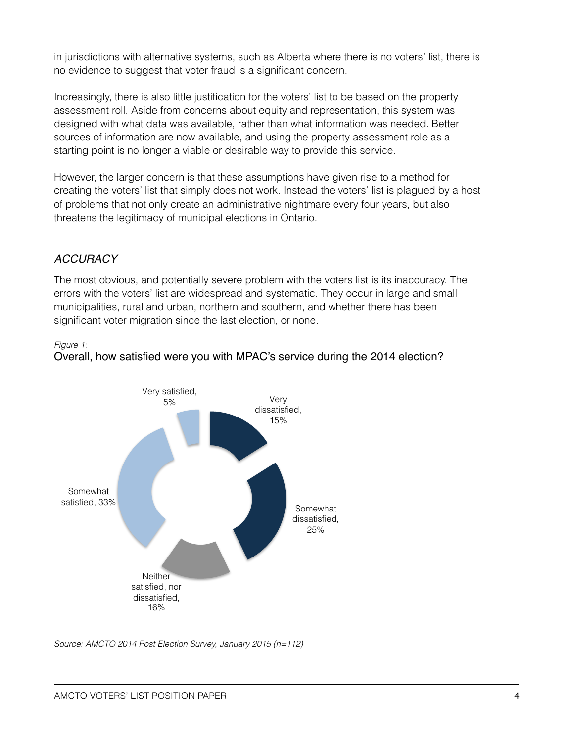in jurisdictions with alternative systems, such as Alberta where there is no voters' list, there is no evidence to suggest that voter fraud is a significant concern.

Increasingly, there is also little justification for the voters' list to be based on the property assessment roll. Aside from concerns about equity and representation, this system was designed with what data was available, rather than what information was needed. Better sources of information are now available, and using the property assessment role as a starting point is no longer a viable or desirable way to provide this service.

However, the larger concern is that these assumptions have given rise to a method for creating the voters' list that simply does not work. Instead the voters' list is plagued by a host of problems that not only create an administrative nightmare every four years, but also threatens the legitimacy of municipal elections in Ontario.

## *ACCURACY*

The most obvious, and potentially severe problem with the voters list is its inaccuracy. The errors with the voters' list are widespread and systematic. They occur in large and small municipalities, rural and urban, northern and southern, and whether there has been significant voter migration since the last election, or none.

*Figure 1:*

Overall, how satisfied were you with MPAC's service during the 2014 election?

Very satisfied, 5%

Very dissatisfied, 15%

Somewhat satisfied, 33%

Somewhat dissatisfied, 25%

Neither satisfied, nor dissatisfied, 16%

*Source: AMCTO 2014 Post Election Survey, January 2015 (n=112)*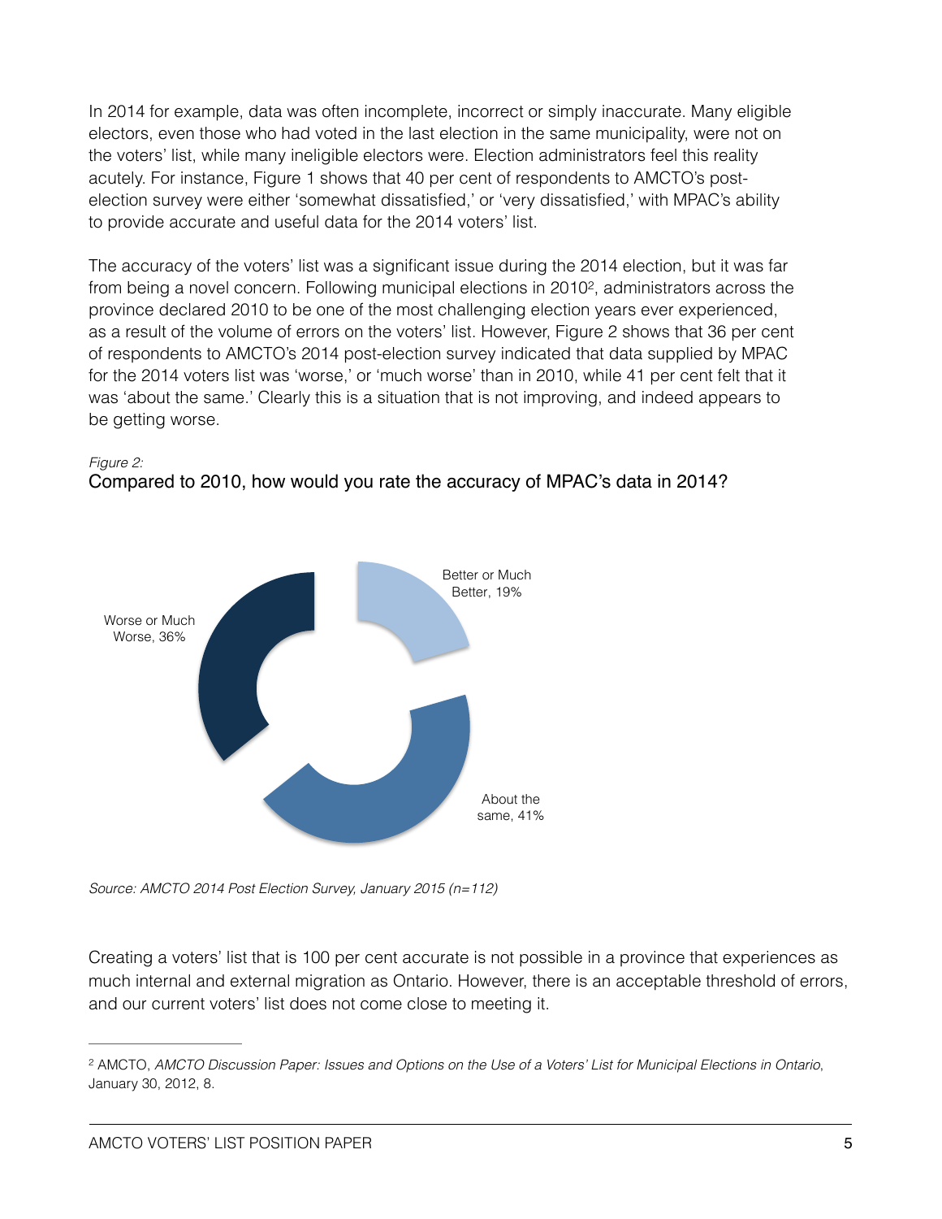In 2014 for example, data was often incomplete, incorrect or simply inaccurate. Many eligible electors, even those who had voted in the last election in the same municipality, were not on the voters' list, while many ineligible electors were. Election administrators feel this reality acutely. For instance, Figure 1 shows that 40 per cent of respondents to AMCTO's post-election survey were either 'somewhat dissatisfied,' or 'very dissatisfied,' with MPAC's ability to provide accurate and useful data for the 2014 voters' list.

The accuracy of the voters' list was a significant issue during the 2014 election, but it was far from being a novel concern. Following municipal elections in 2010[2], administrators across the province declared 2010 to be one of the most challenging election years ever experienced, as a result of the volume of errors on the voters' list. However, Figure 2 shows that 36 per cent of respondents to AMCTO's 2014 post-election survey indicated that data supplied by MPAC for the 2014 voters list was 'worse,' or 'much worse' than in 2010, while 41 per cent felt that it was 'about the same.' Clearly this is a situation that is not improving, and indeed appears to be getting worse.

*Figure 2:*

Compared to 2010, how would you rate the accuracy of MPAC's data in 2014?

Better or Much Better, 19%

Worse or Much Worse, 36%

About the same, 41%

*Source: AMCTO 2014 Post Election Survey, January 2015 (n=112)*

Creating a voters' list that is 100 per cent accurate is not possible in a province that experiences as much internal and external migration as Ontario. However, there is an acceptable threshold of errors, and our current voters' list does not come close to meeting it.

---

[2] AMCTO, *AMCTO Discussion Paper: Issues and Options on the Use of a Voters' List for Municipal Elections in Ontario*, January 30, 2012, 8.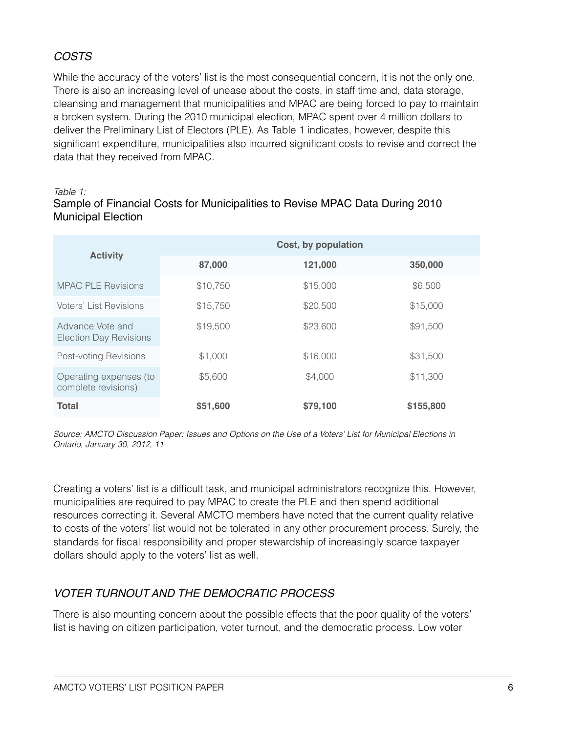## *COSTS*

While the accuracy of the voters' list is the most consequential concern, it is not the only one. There is also an increasing level of unease about the costs, in staff time and, data storage, cleansing and management that municipalities and MPAC are being forced to pay to maintain a broken system. During the 2010 municipal election, MPAC spent over 4 million dollars to deliver the Preliminary List of Electors (PLE). As Table 1 indicates, however, despite this significant expenditure, municipalities also incurred significant costs to revise and correct the data that they received from MPAC.

*Table 1:*

Sample of Financial Costs for Municipalities to Revise MPAC Data During 2010 Municipal Election

| **Activity** | **Cost, by population** | | |
|---|---|---|---|
| | **87,000** | **121,000** | **350,000** |
| MPAC PLE Revisions | $10,750 | $15,000 | $6,500 |
| Voters' List Revisions | $15,750 | $20,500 | $15,000 |
| Advance Vote and Election Day Revisions | $19,500 | $23,600 | $91,500 |
| Post-voting Revisions | $1,000 | $16,000 | $31,500 |
| Operating expenses (to complete revisions) | $5,600 | $4,000 | $11,300 |
| **Total** | **$51,600** | **$79,100** | **$155,800** |

*Source: AMCTO Discussion Paper: Issues and Options on the Use of a Voters' List for Municipal Elections in Ontario, January 30, 2012, 11*

Creating a voters' list is a difficult task, and municipal administrators recognize this. However, municipalities are required to pay MPAC to create the PLE and then spend additional resources correcting it. Several AMCTO members have noted that the current quality relative to costs of the voters' list would not be tolerated in any other procurement process. Surely, the standards for fiscal responsibility and proper stewardship of increasingly scarce taxpayer dollars should apply to the voters' list as well.

## *VOTER TURNOUT AND THE DEMOCRATIC PROCESS*

There is also mounting concern about the possible effects that the poor quality of the voters' list is having on citizen participation, voter turnout, and the democratic process. Low voter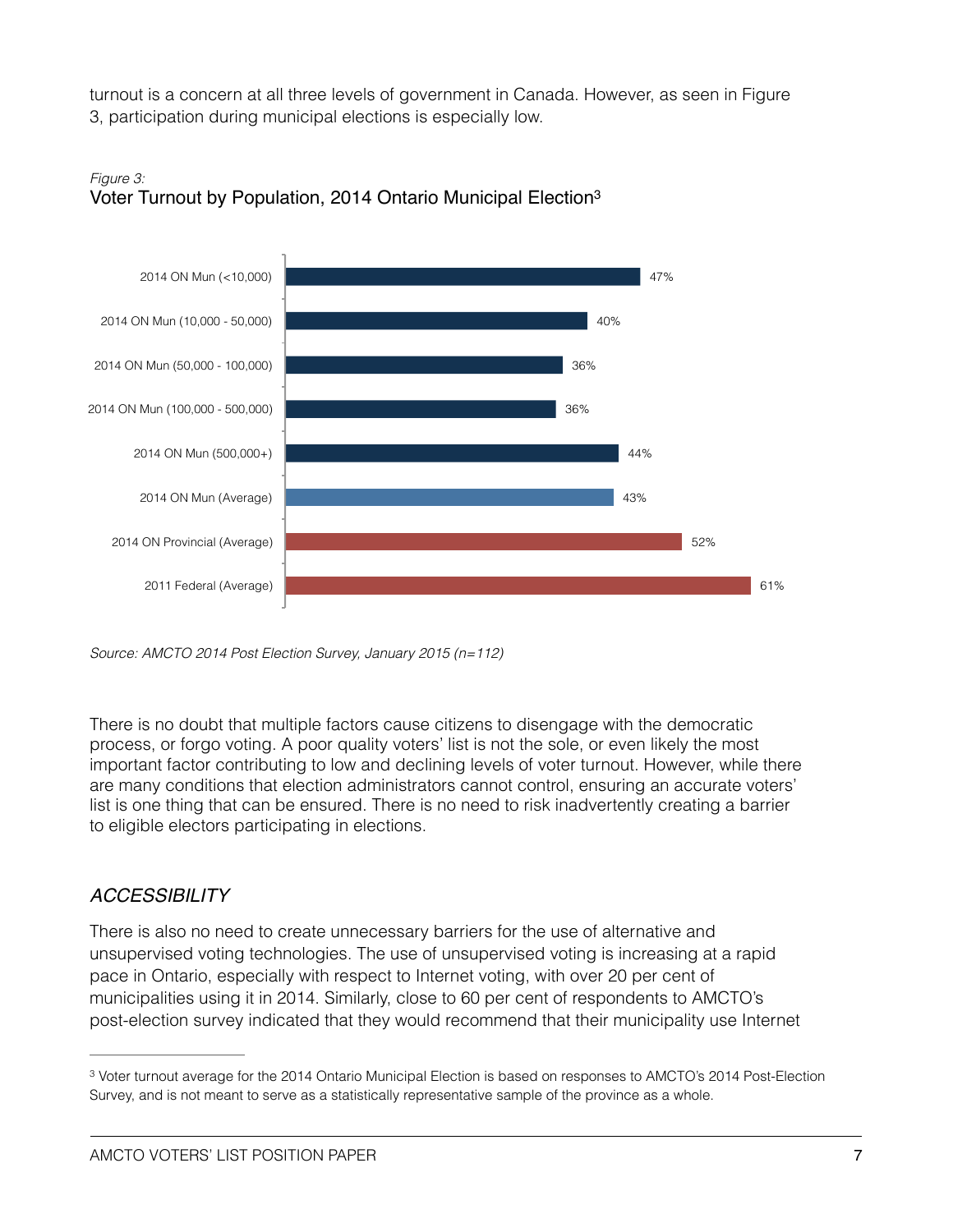turnout is a concern at all three levels of government in Canada. However, as seen in Figure 3, participation during municipal elections is especially low.

*Figure 3:*
Voter Turnout by Population, 2014 Ontario Municipal Election[3]

2014 ON Mun (<10,000) 47%
2014 ON Mun (10,000 - 50,000) 40%
2014 ON Mun (50,000 - 100,000) 36%
2014 ON Mun (100,000 - 500,000) 36%
2014 ON Mun (500,000+) 44%
2014 ON Mun (Average) 43%
2014 ON Provincial (Average) 52%
2011 Federal (Average) 61%

*Source: AMCTO 2014 Post Election Survey, January 2015 (n=112)*

There is no doubt that multiple factors cause citizens to disengage with the democratic process, or forgo voting. A poor quality voters' list is not the sole, or even likely the most important factor contributing to low and declining levels of voter turnout. However, while there are many conditions that election administrators cannot control, ensuring an accurate voters' list is one thing that can be ensured. There is no need to risk inadvertently creating a barrier to eligible electors participating in elections.

## *ACCESSIBILITY*

There is also no need to create unnecessary barriers for the use of alternative and unsupervised voting technologies. The use of unsupervised voting is increasing at a rapid pace in Ontario, especially with respect to Internet voting, with over 20 per cent of municipalities using it in 2014. Similarly, close to 60 per cent of respondents to AMCTO's post-election survey indicated that they would recommend that their municipality use Internet

---

[3] Voter turnout average for the 2014 Ontario Municipal Election is based on responses to AMCTO's 2014 Post-Election Survey, and is not meant to serve as a statistically representative sample of the province as a whole.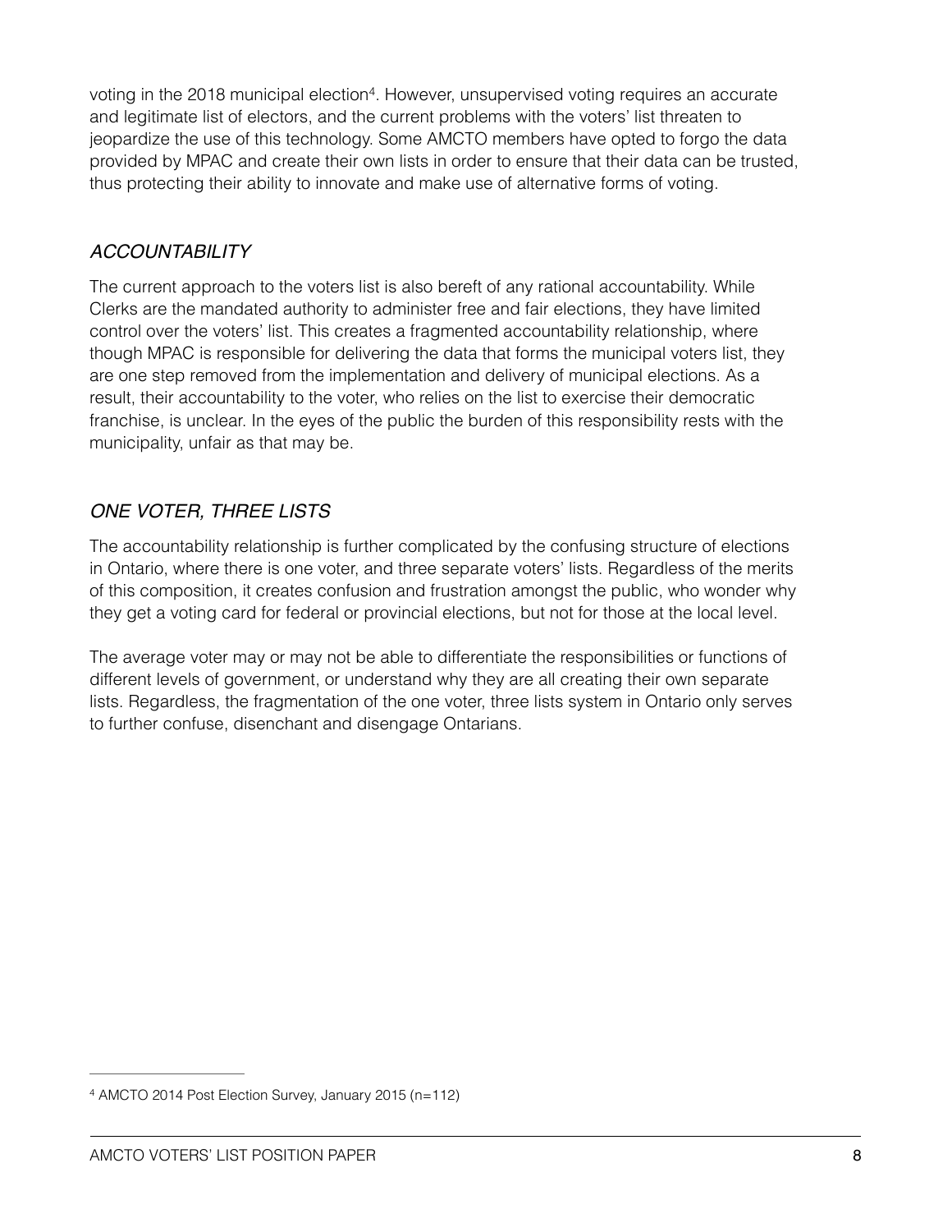voting in the 2018 municipal election[4]. However, unsupervised voting requires an accurate and legitimate list of electors, and the current problems with the voters' list threaten to jeopardize the use of this technology. Some AMCTO members have opted to forgo the data provided by MPAC and create their own lists in order to ensure that their data can be trusted, thus protecting their ability to innovate and make use of alternative forms of voting.

### *ACCOUNTABILITY*

The current approach to the voters list is also bereft of any rational accountability. While Clerks are the mandated authority to administer free and fair elections, they have limited control over the voters' list. This creates a fragmented accountability relationship, where though MPAC is responsible for delivering the data that forms the municipal voters list, they are one step removed from the implementation and delivery of municipal elections. As a result, their accountability to the voter, who relies on the list to exercise their democratic franchise, is unclear. In the eyes of the public the burden of this responsibility rests with the municipality, unfair as that may be.

### *ONE VOTER, THREE LISTS*

The accountability relationship is further complicated by the confusing structure of elections in Ontario, where there is one voter, and three separate voters' lists. Regardless of the merits of this composition, it creates confusion and frustration amongst the public, who wonder why they get a voting card for federal or provincial elections, but not for those at the local level.

The average voter may or may not be able to differentiate the responsibilities or functions of different levels of government, or understand why they are all creating their own separate lists. Regardless, the fragmentation of the one voter, three lists system in Ontario only serves to further confuse, disenchant and disengage Ontarians.

---

[4] AMCTO 2014 Post Election Survey, January 2015 (n=112)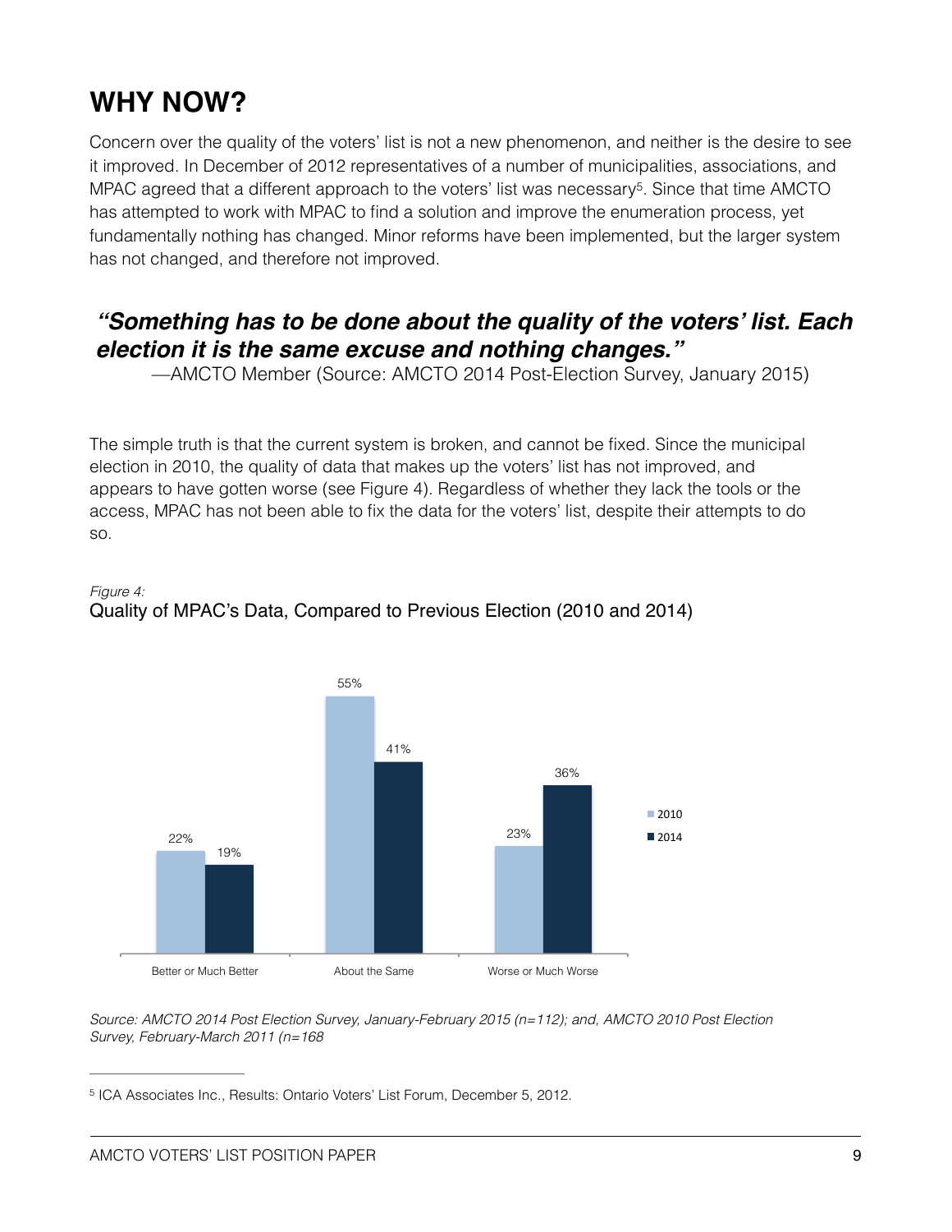# WHY NOW?

Concern over the quality of the voters' list is not a new phenomenon, and neither is the desire to see it improved. In December of 2012 representatives of a number of municipalities, associations, and MPAC agreed that a different approach to the voters' list was necessary[5]. Since that time AMCTO has attempted to work with MPAC to find a solution and improve the enumeration process, yet fundamentally nothing has changed. Minor reforms have been implemented, but the larger system has not changed, and therefore not improved.

> ***"Something has to be done about the quality of the voters' list. Each election it is the same excuse and nothing changes."***
>
> —AMCTO Member (Source: AMCTO 2014 Post-Election Survey, January 2015)

The simple truth is that the current system is broken, and cannot be fixed. Since the municipal election in 2010, the quality of data that makes up the voters' list has not improved, and appears to have gotten worse (see Figure 4). Regardless of whether they lack the tools or the access, MPAC has not been able to fix the data for the voters' list, despite their attempts to do so.

*Figure 4:*

Quality of MPAC's Data, Compared to Previous Election (2010 and 2014)

55%
41%
36%
22%
19%
23%
2010
2014
Better or Much Better
About the Same
Worse or Much Worse

*Source: AMCTO 2014 Post Election Survey, January-February 2015 (n=112); and, AMCTO 2010 Post Election Survey, February-March 2011 (n=168*

---

[5] ICA Associates Inc., Results: Ontario Voters' List Forum, December 5, 2012.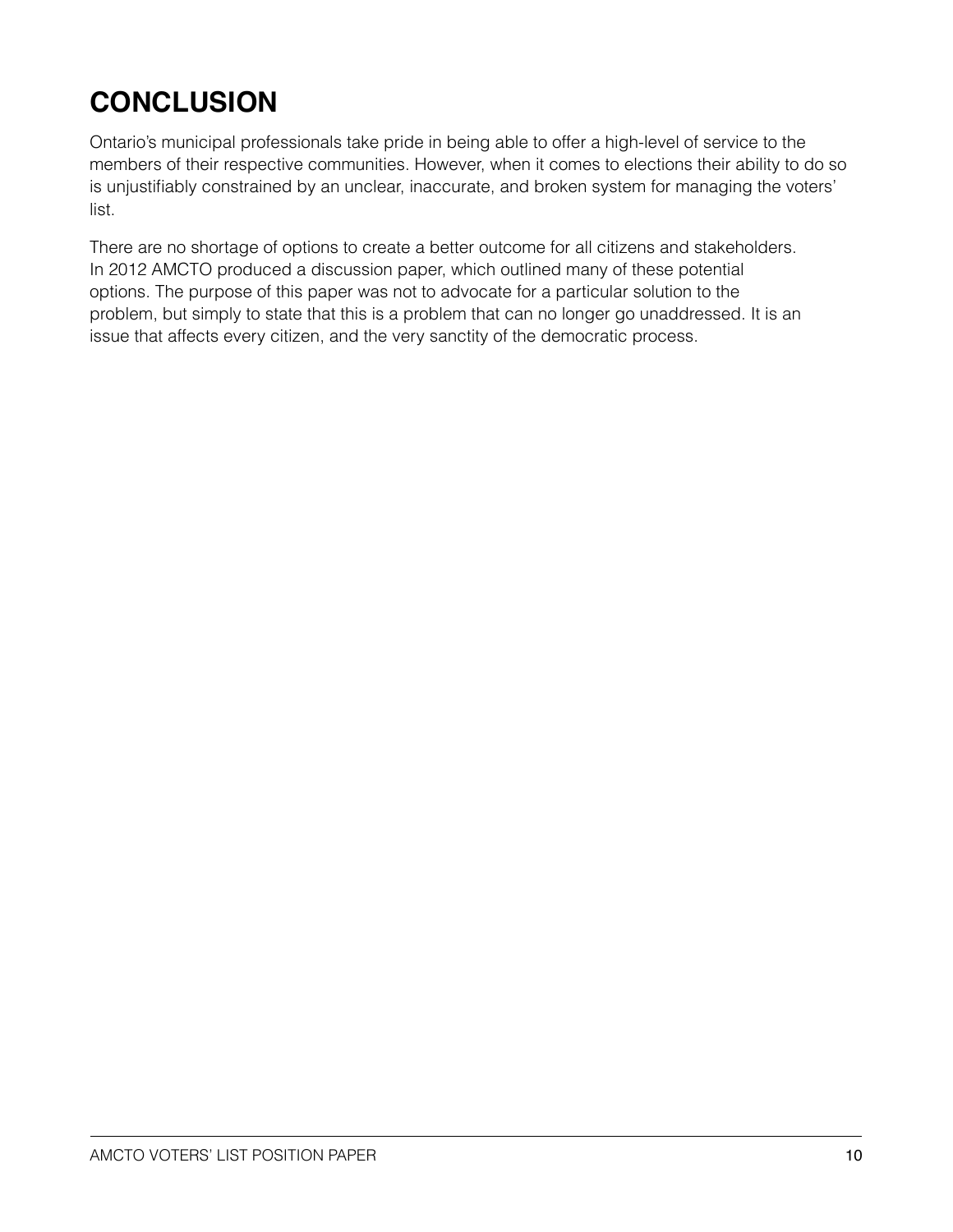# CONCLUSION

Ontario's municipal professionals take pride in being able to offer a high-level of service to the members of their respective communities. However, when it comes to elections their ability to do so is unjustifiably constrained by an unclear, inaccurate, and broken system for managing the voters' list.

There are no shortage of options to create a better outcome for all citizens and stakeholders. In 2012 AMCTO produced a discussion paper, which outlined many of these potential options. The purpose of this paper was not to advocate for a particular solution to the problem, but simply to state that this is a problem that can no longer go unaddressed. It is an issue that affects every citizen, and the very sanctity of the democratic process.